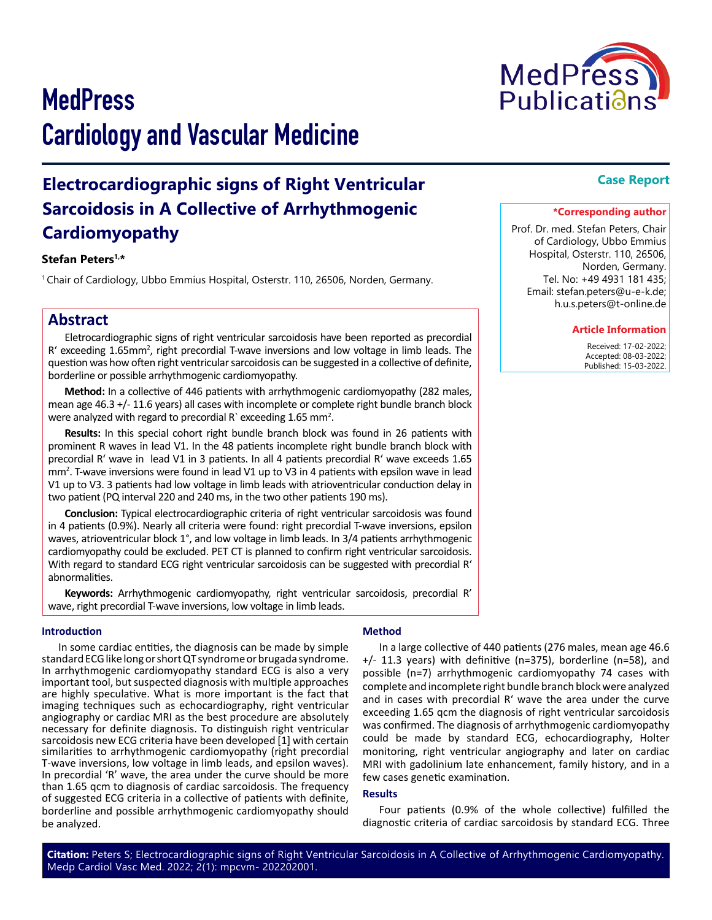# MedPress Cardiology and Vascular Medicine

**Case Report**

## Electrocardiographic signs of Right Ventricular Sarcoidosis in A Collective of Arrhythmogenic Cardiomyopathy

**Stefan Peters[1,*]**

[1] Chair of Cardiology, Ubbo Emmius Hospital, Osterstr. 110, 26506, Norden, Germany.

**\*Corresponding author**

Prof. Dr. med. Stefan Peters, Chair of Cardiology, Ubbo Emmius Hospital, Osterstr. 110, 26506, Norden, Germany.
Tel. No: +49 4931 181 435;
Email: stefan.peters@u-e-k.de; h.u.s.peters@t-online.de

**Article Information**

Received: 17-02-2022;
Accepted: 08-03-2022;
Published: 15-03-2022.

## Abstract

Eletrocardiographic signs of right ventricular sarcoidosis have been reported as precordial R' exceeding 1.65mm$^2$, right precordial T-wave inversions and low voltage in limb leads. The question was how often right ventricular sarcoidosis can be suggested in a collective of definite, borderline or possible arrhythmogenic cardiomyopathy.

**Method:** In a collective of 446 patients with arrhythmogenic cardiomyopathy (282 males, mean age 46.3 +/- 11.6 years) all cases with incomplete or complete right bundle branch block were analyzed with regard to precordial R` exceeding 1.65 mm$^2$.

**Results:** In this special cohort right bundle branch block was found in 26 patients with prominent R waves in lead V1. In the 48 patients incomplete right bundle branch block with precordial R' wave in lead V1 in 3 patients. In all 4 patients precordial R' wave exceeds 1.65 mm$^2$. T-wave inversions were found in lead V1 up to V3 in 4 patients with epsilon wave in lead V1 up to V3. 3 patients had low voltage in limb leads with atrioventricular conduction delay in two patient (PQ interval 220 and 240 ms, in the two other patients 190 ms).

**Conclusion:** Typical electrocardiographic criteria of right ventricular sarcoidosis was found in 4 patients (0.9%). Nearly all criteria were found: right precordial T-wave inversions, epsilon waves, atrioventricular block 1°, and low voltage in limb leads. In 3/4 patients arrhythmogenic cardiomyopathy could be excluded. PET CT is planned to confirm right ventricular sarcoidosis. With regard to standard ECG right ventricular sarcoidosis can be suggested with precordial R' abnormalities.

**Keywords:** Arrhythmogenic cardiomyopathy, right ventricular sarcoidosis, precordial R' wave, right precordial T-wave inversions, low voltage in limb leads.

### Introduction

In some cardiac entities, the diagnosis can be made by simple standard ECG like long or short QT syndrome or brugada syndrome. In arrhythmogenic cardiomyopathy standard ECG is also a very important tool, but suspected diagnosis with multiple approaches are highly speculative. What is more important is the fact that imaging techniques such as echocardiography, right ventricular angiography or cardiac MRI as the best procedure are absolutely necessary for definite diagnosis. To distinguish right ventricular sarcoidosis new ECG criteria have been developed [1] with certain similarities to arrhythmogenic cardiomyopathy (right precordial T-wave inversions, low voltage in limb leads, and epsilon waves). In precordial 'R' wave, the area under the curve should be more than 1.65 qcm to diagnosis of cardiac sarcoidosis. The frequency of suggested ECG criteria in a collective of patients with definite, borderline and possible arrhythmogenic cardiomyopathy should be analyzed.

### Method

In a large collective of 440 patients (276 males, mean age 46.6 +/- 11.3 years) with definitive (n=375), borderline (n=58), and possible (n=7) arrhythmogenic cardiomyopathy 74 cases with complete and incomplete right bundle branch block were analyzed and in cases with precordial R' wave the area under the curve exceeding 1.65 qcm the diagnosis of right ventricular sarcoidosis was confirmed. The diagnosis of arrhythmogenic cardiomyopathy could be made by standard ECG, echocardiography, Holter monitoring, right ventricular angiography and later on cardiac MRI with gadolinium late enhancement, family history, and in a few cases genetic examination.

### Results

Four patients (0.9% of the whole collective) fulfilled the diagnostic criteria of cardiac sarcoidosis by standard ECG. Three

**Citation:** Peters S; Electrocardiographic signs of Right Ventricular Sarcoidosis in A Collective of Arrhythmogenic Cardiomyopathy. Medp Cardiol Vasc Med. 2022; 2(1): mpcvm- 202202001.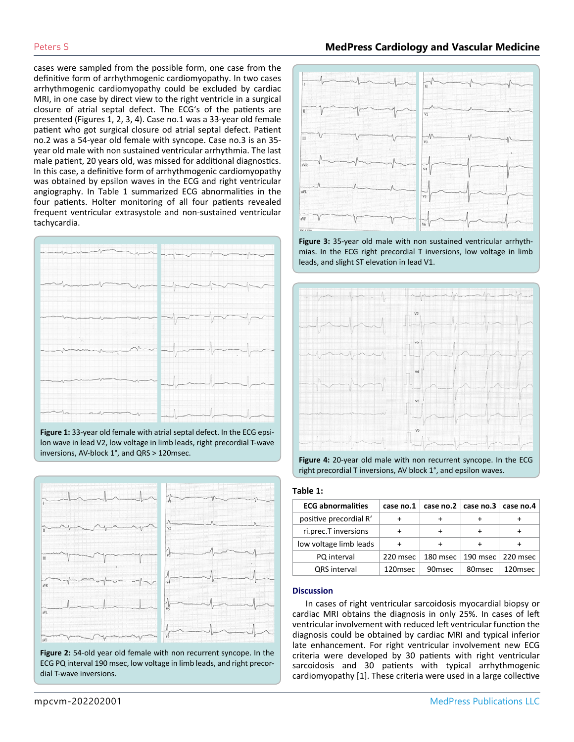cases were sampled from the possible form, one case from the definitive form of arrhythmogenic cardiomyopathy. In two cases arrhythmogenic cardiomyopathy could be excluded by cardiac MRI, in one case by direct view to the right ventricle in a surgical closure of atrial septal defect. The ECG's of the patients are presented (Figures 1, 2, 3, 4). Case no.1 was a 33-year old female patient who got surgical closure od atrial septal defect. Patient no.2 was a 54-year old female with syncope. Case no.3 is an 35-year old male with non sustained ventricular arrhythmia. The last male patient, 20 years old, was missed for additional diagnostics. In this case, a definitive form of arrhythmogenic cardiomyopathy was obtained by epsilon waves in the ECG and right ventricular angiography. In Table 1 summarized ECG abnormalities in the four patients. Holter monitoring of all four patients revealed frequent ventricular extrasystole and non-sustained ventricular tachycardia.

**Figure 1:** 33-year old female with atrial septal defect. In the ECG epsilon wave in lead V2, low voltage in limb leads, right precordial T-wave inversions, AV-block 1°, and QRS > 120msec.

**Figure 2:** 54-old year old female with non recurrent syncope. In the ECG PQ interval 190 msec, low voltage in limb leads, and right precordial T-wave inversions.

**Figure 3:** 35-year old male with non sustained ventricular arrhythmias. In the ECG right precordial T inversions, low voltage in limb leads, and slight ST elevation in lead V1.

**Figure 4:** 20-year old male with non recurrent syncope. In the ECG right precordial T inversions, AV block 1°, and epsilon waves.

**Table 1:**

| ECG abnormalities | case no.1 | case no.2 | case no.3 | case no.4 |
|---|---|---|---|---|
| positive precordial R' | + | + | + | + |
| ri.prec.T inversions | + | + | + | + |
| low voltage limb leads | + | + | + | + |
| PQ interval | 220 msec | 180 msec | 190 msec | 220 msec |
| QRS interval | 120msec | 90msec | 80msec | 120msec |

## Discussion

In cases of right ventricular sarcoidosis myocardial biopsy or cardiac MRI obtains the diagnosis in only 25%. In cases of left ventricular involvement with reduced left ventricular function the diagnosis could be obtained by cardiac MRI and typical inferior late enhancement. For right ventricular involvement new ECG criteria were developed by 30 patients with right ventricular sarcoidosis and 30 patients with typical arrhythmogenic cardiomyopathy [1]. These criteria were used in a large collective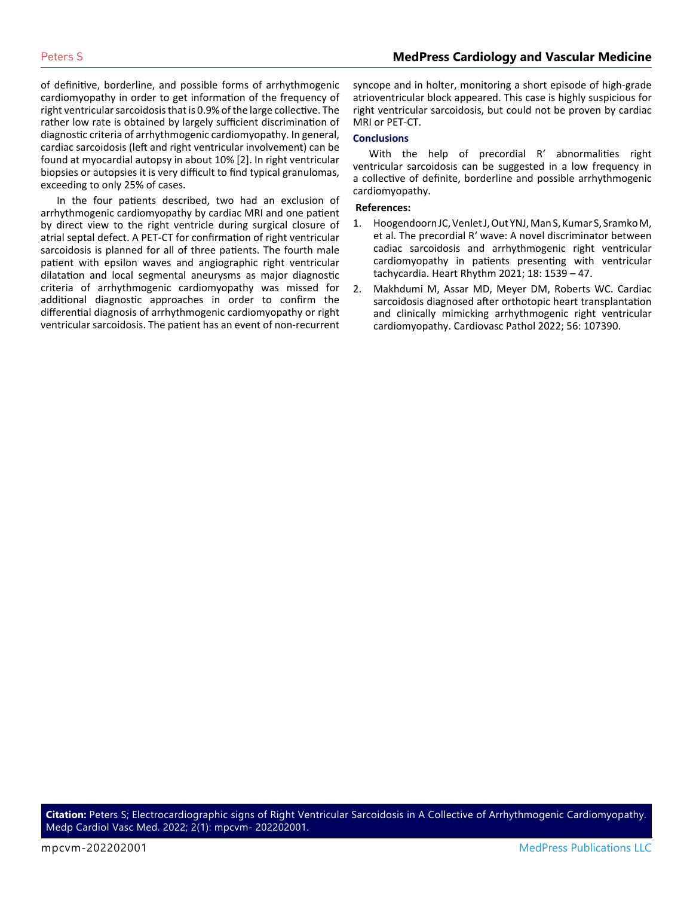of definitive, borderline, and possible forms of arrhythmogenic cardiomyopathy in order to get information of the frequency of right ventricular sarcoidosis that is 0.9% of the large collective. The rather low rate is obtained by largely sufficient discrimination of diagnostic criteria of arrhythmogenic cardiomyopathy. In general, cardiac sarcoidosis (left and right ventricular involvement) can be found at myocardial autopsy in about 10% [2]. In right ventricular biopsies or autopsies it is very difficult to find typical granulomas, exceeding to only 25% of cases.

In the four patients described, two had an exclusion of arrhythmogenic cardiomyopathy by cardiac MRI and one patient by direct view to the right ventricle during surgical closure of atrial septal defect. A PET-CT for confirmation of right ventricular sarcoidosis is planned for all of three patients. The fourth male patient with epsilon waves and angiographic right ventricular dilatation and local segmental aneurysms as major diagnostic criteria of arrhythmogenic cardiomyopathy was missed for additional diagnostic approaches in order to confirm the differential diagnosis of arrhythmogenic cardiomyopathy or right ventricular sarcoidosis. The patient has an event of non-recurrent syncope and in holter, monitoring a short episode of high-grade atrioventricular block appeared. This case is highly suspicious for right ventricular sarcoidosis, but could not be proven by cardiac MRI or PET-CT.

## Conclusions

With the help of precordial R′ abnormalities right ventricular sarcoidosis can be suggested in a low frequency in a collective of definite, borderline and possible arrhythmogenic cardiomyopathy.

**References:**

1. Hoogendoorn JC, Venlet J, Out YNJ, Man S, Kumar S, Sramko M, et al. The precordial R′ wave: A novel discriminator between cadiac sarcoidosis and arrhythmogenic right ventricular cardiomyopathy in patients presenting with ventricular tachycardia. Heart Rhythm 2021; 18: 1539 – 47.
2. Makhdumi M, Assar MD, Meyer DM, Roberts WC. Cardiac sarcoidosis diagnosed after orthotopic heart transplantation and clinically mimicking arrhythmogenic right ventricular cardiomyopathy. Cardiovasc Pathol 2022; 56: 107390.

**Citation:** Peters S; Electrocardiographic signs of Right Ventricular Sarcoidosis in A Collective of Arrhythmogenic Cardiomyopathy. Medp Cardiol Vasc Med. 2022; 2(1): mpcvm- 202202001.